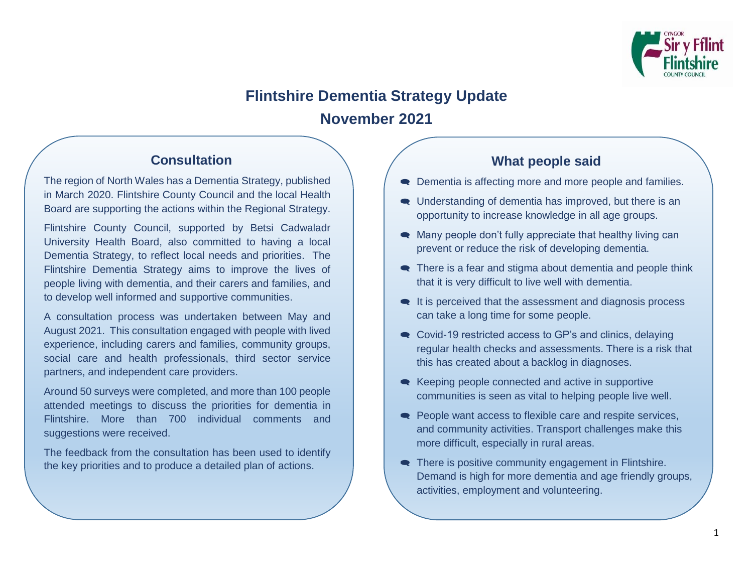# Flintshire Dementia Strategy Update

## November 2021

### Consultation

The region of North Wales has a Dementia Strategy, published in March 2020. Flintshire County Council and the local Health Board are supporting the actions within the Regional Strategy.

Flintshire County Council, supported by Betsi Cadwaladr University Health Board, also committed to having a local Dementia Strategy, to reflect local needs and priorities. The Flintshire Dementia Strategy aims to improve the lives of people living with dementia, and their carers and families, and to develop well informed and supportive communities.

A consultation process was undertaken between May and August 2021. This consultation engaged with people with lived experience, including carers and families, community groups, social care and health professionals, third sector service partners, and independent care providers.

Around 50 surveys were completed, and more than 100 people attended meetings to discuss the priorities for dementia in Flintshire. More than 700 individual comments and suggestions were received.

The feedback from the consultation has been used to identify the key priorities and to produce a detailed plan of actions.

### What people said

- Dementia is affecting more and more people and families.
- Understanding of dementia has improved, but there is an opportunity to increase knowledge in all age groups.
- Many people don't fully appreciate that healthy living can prevent or reduce the risk of developing dementia.
- There is a fear and stigma about dementia and people think that it is very difficult to live well with dementia.
- It is perceived that the assessment and diagnosis process can take a long time for some people.
- Covid-19 restricted access to GP's and clinics, delaying regular health checks and assessments. There is a risk that this has created about a backlog in diagnoses.
- Keeping people connected and active in supportive communities is seen as vital to helping people live well.
- People want access to flexible care and respite services, and community activities. Transport challenges make this more difficult, especially in rural areas.
- There is positive community engagement in Flintshire. Demand is high for more dementia and age friendly groups, activities, employment and volunteering.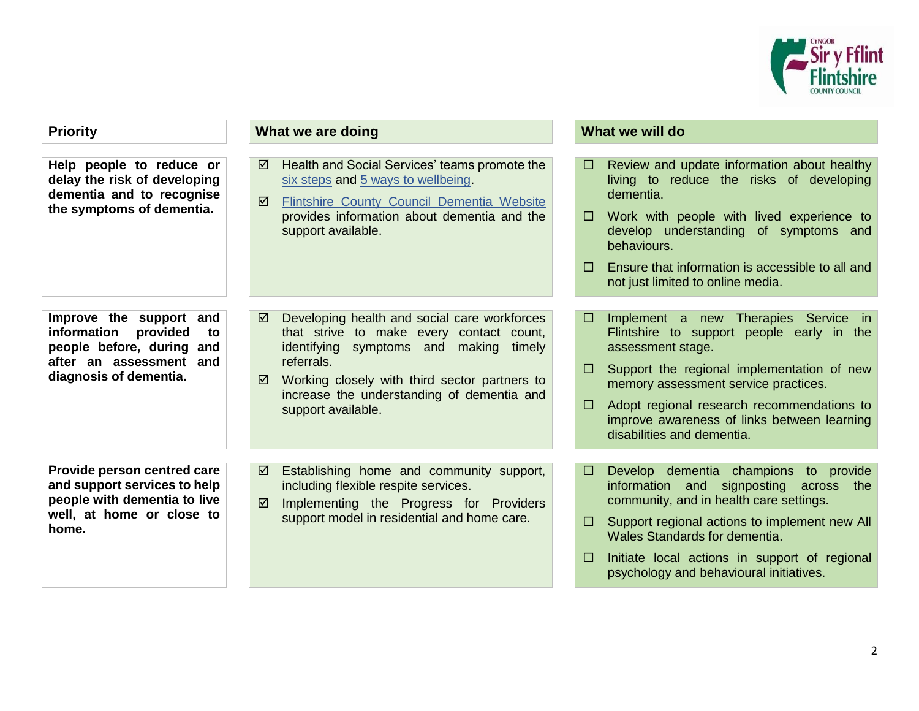| Priority | What we are doing | What we will do |
|---|---|---|
| **Help people to reduce or delay the risk of developing dementia and to recognise the symptoms of dementia.** | ☑ Health and Social Services' teams promote the six steps and 5 ways to wellbeing.<br>☑ Flintshire County Council Dementia Website provides information about dementia and the support available. | ☐ Review and update information about healthy living to reduce the risks of developing dementia.<br>☐ Work with people with lived experience to develop understanding of symptoms and behaviours.<br>☐ Ensure that information is accessible to all and not just limited to online media. |
| **Improve the support and information provided to people before, during and after an assessment and diagnosis of dementia.** | ☑ Developing health and social care workforces that strive to make every contact count, identifying symptoms and making timely referrals.<br>☑ Working closely with third sector partners to increase the understanding of dementia and support available. | ☐ Implement a new Therapies Service in Flintshire to support people early in the assessment stage.<br>☐ Support the regional implementation of new memory assessment service practices.<br>☐ Adopt regional research recommendations to improve awareness of links between learning disabilities and dementia. |
| **Provide person centred care and support services to help people with dementia to live well, at home or close to home.** | ☑ Establishing home and community support, including flexible respite services.<br>☑ Implementing the Progress for Providers support model in residential and home care. | ☐ Develop dementia champions to provide information and signposting across the community, and in health care settings.<br>☐ Support regional actions to implement new All Wales Standards for dementia.<br>☐ Initiate local actions in support of regional psychology and behavioural initiatives. |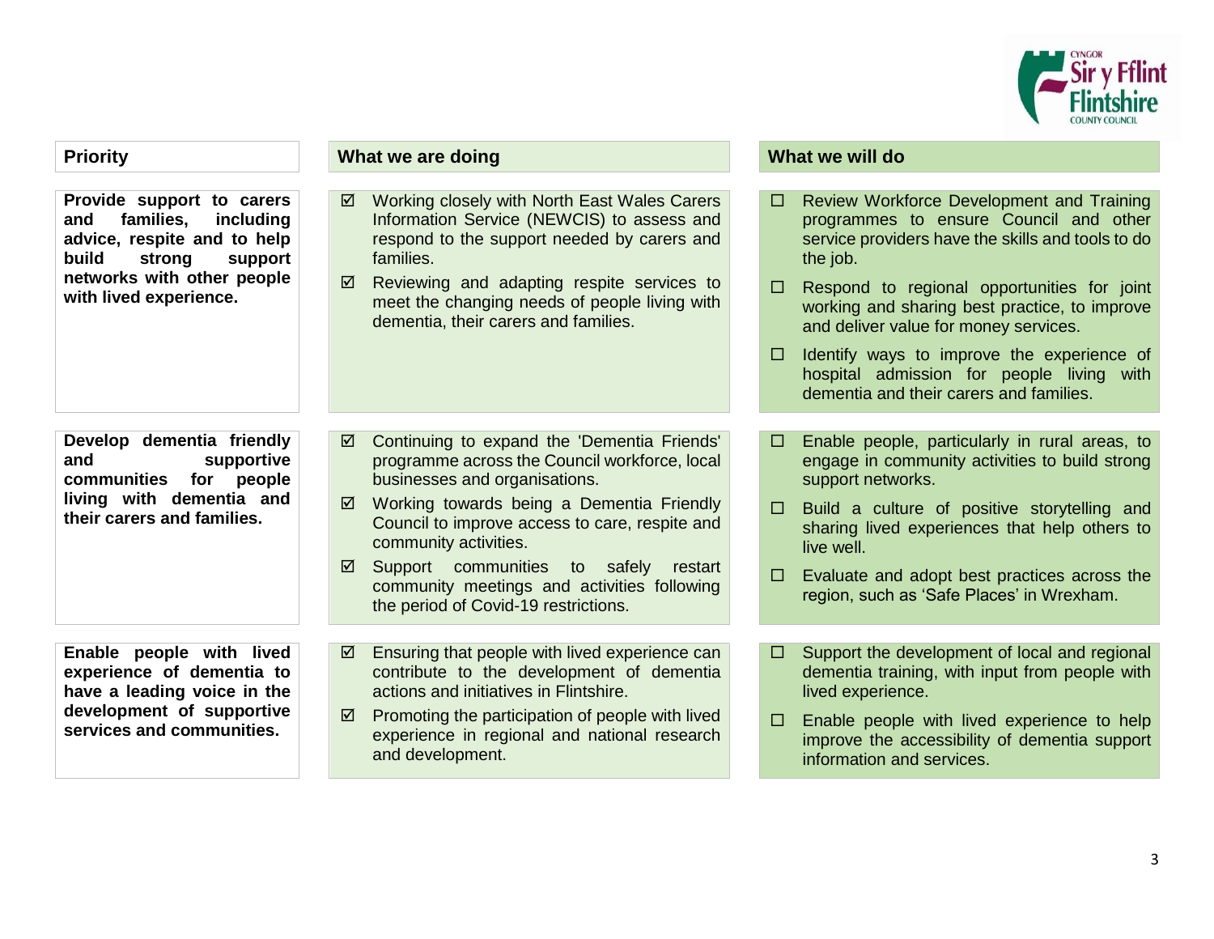| Priority | What we are doing | What we will do |
|---|---|---|
| **Provide support to carers and families, including advice, respite and to help build strong support networks with other people with lived experience.** | ☑ Working closely with North East Wales Carers Information Service (NEWCIS) to assess and respond to the support needed by carers and families.<br>☑ Reviewing and adapting respite services to meet the changing needs of people living with dementia, their carers and families. | ☐ Review Workforce Development and Training programmes to ensure Council and other service providers have the skills and tools to do the job.<br>☐ Respond to regional opportunities for joint working and sharing best practice, to improve and deliver value for money services.<br>☐ Identify ways to improve the experience of hospital admission for people living with dementia and their carers and families. |
| **Develop dementia friendly and supportive communities for people living with dementia and their carers and families.** | ☑ Continuing to expand the 'Dementia Friends' programme across the Council workforce, local businesses and organisations.<br>☑ Working towards being a Dementia Friendly Council to improve access to care, respite and community activities.<br>☑ Support communities to safely restart community meetings and activities following the period of Covid-19 restrictions. | ☐ Enable people, particularly in rural areas, to engage in community activities to build strong support networks.<br>☐ Build a culture of positive storytelling and sharing lived experiences that help others to live well.<br>☐ Evaluate and adopt best practices across the region, such as 'Safe Places' in Wrexham. |
| **Enable people with lived experience of dementia to have a leading voice in the development of supportive services and communities.** | ☑ Ensuring that people with lived experience can contribute to the development of dementia actions and initiatives in Flintshire.<br>☑ Promoting the participation of people with lived experience in regional and national research and development. | ☐ Support the development of local and regional dementia training, with input from people with lived experience.<br>☐ Enable people with lived experience to help improve the accessibility of dementia support information and services. |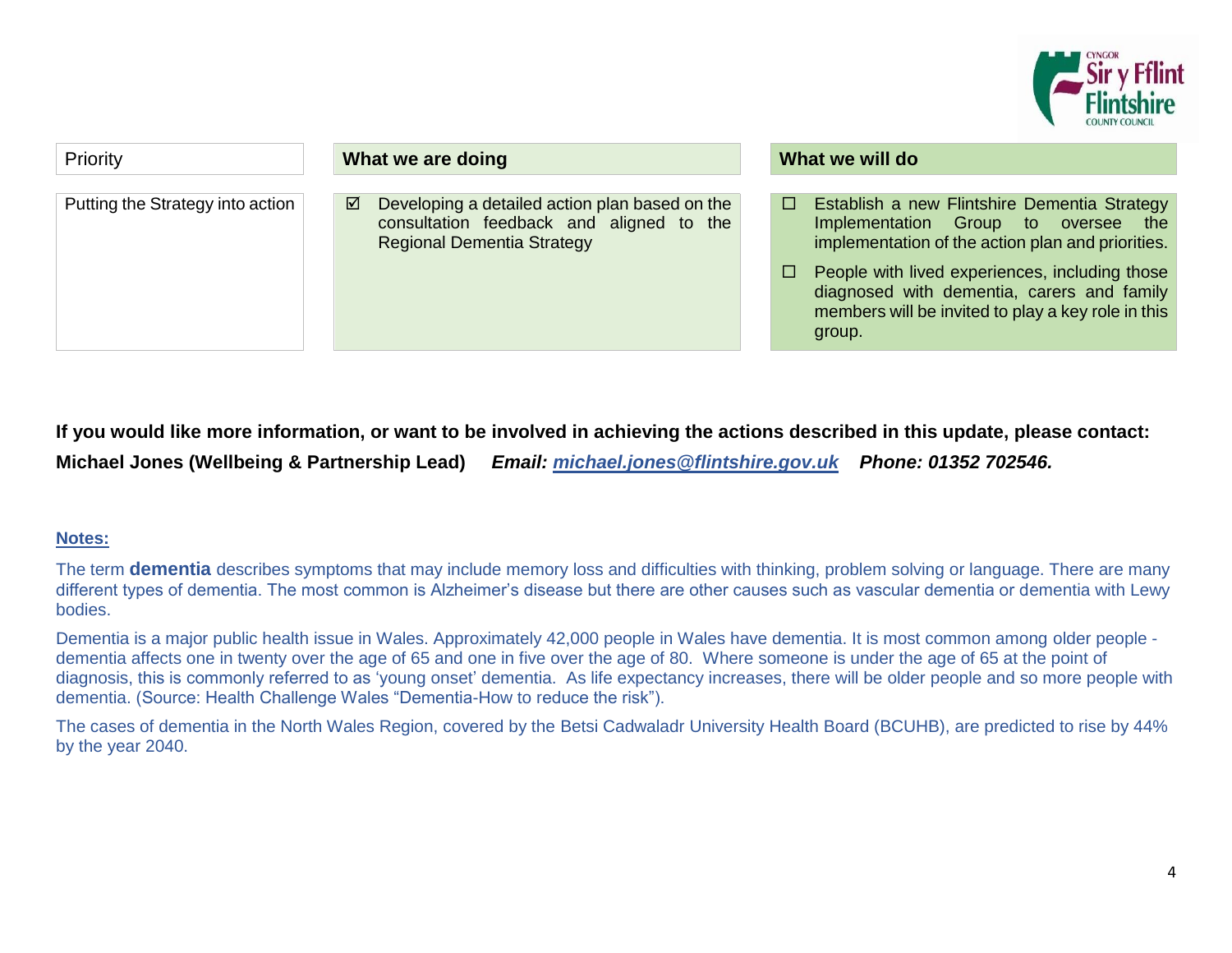| Priority | What we are doing | What we will do |
| --- | --- | --- |
| Putting the Strategy into action | ☑ Developing a detailed action plan based on the consultation feedback and aligned to the Regional Dementia Strategy | ☐ Establish a new Flintshire Dementia Strategy Implementation Group to oversee the implementation of the action plan and priorities.<br>☐ People with lived experiences, including those diagnosed with dementia, carers and family members will be invited to play a key role in this group. |

**If you would like more information, or want to be involved in achieving the actions described in this update, please contact:**

**Michael Jones (Wellbeing & Partnership Lead)** ***Email: michael.jones@flintshire.gov.uk*** ***Phone: 01352 702546.***

**Notes:**

The term **dementia** describes symptoms that may include memory loss and difficulties with thinking, problem solving or language. There are many different types of dementia. The most common is Alzheimer's disease but there are other causes such as vascular dementia or dementia with Lewy bodies.

Dementia is a major public health issue in Wales. Approximately 42,000 people in Wales have dementia. It is most common among older people - dementia affects one in twenty over the age of 65 and one in five over the age of 80. Where someone is under the age of 65 at the point of diagnosis, this is commonly referred to as 'young onset' dementia. As life expectancy increases, there will be older people and so more people with dementia. (Source: Health Challenge Wales "Dementia-How to reduce the risk").

The cases of dementia in the North Wales Region, covered by the Betsi Cadwaladr University Health Board (BCUHB), are predicted to rise by 44% by the year 2040.